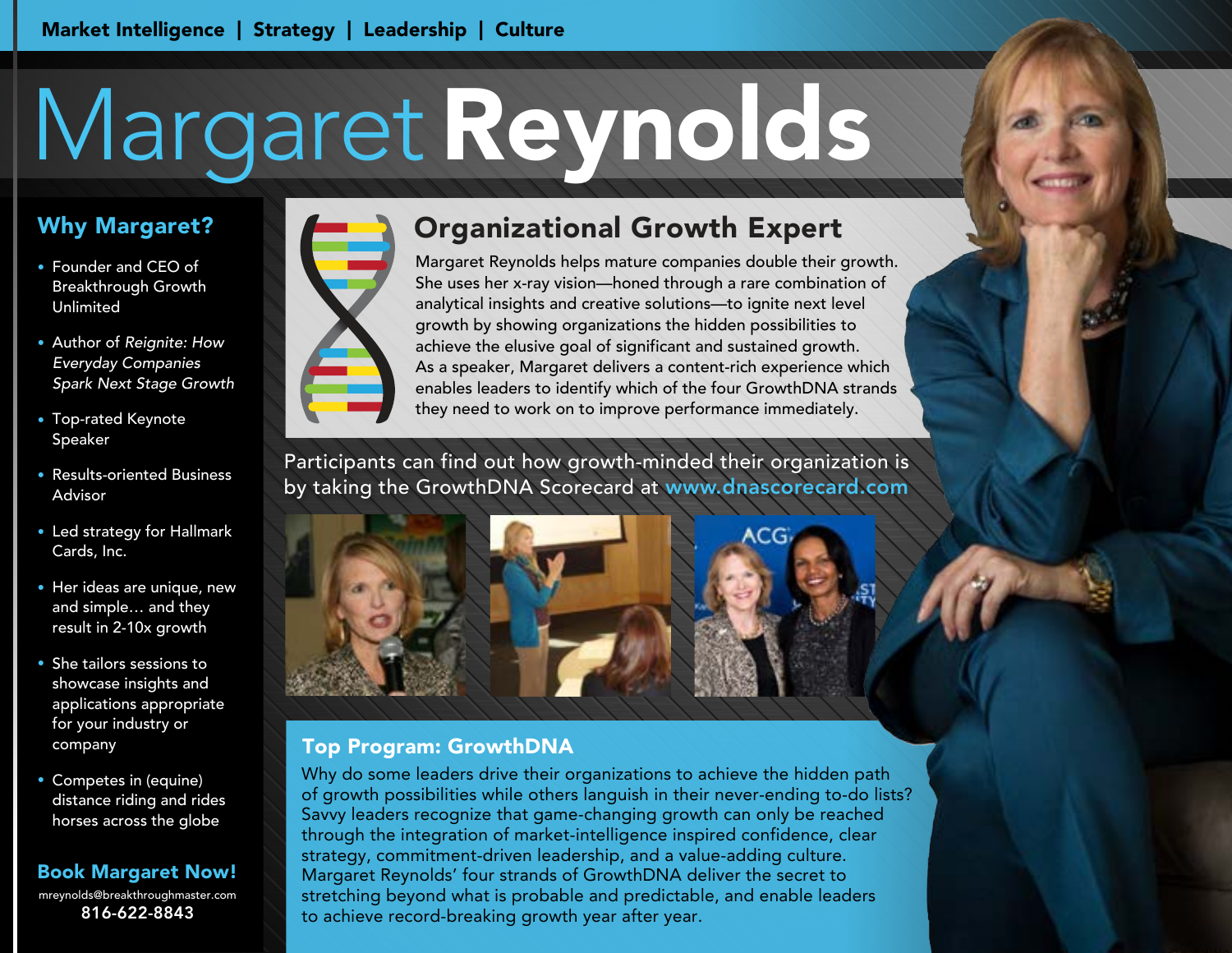Market Intelligence | Strategy | Leadership | Culture

# Margaret Reynolds

## Why Margaret?

- Founder and CEO of Breakthrough Growth Unlimited
- Author of *Reignite: How Everyday Companies Spark Next Stage Growth*
- Top-rated Keynote Speaker
- Results-oriented Business Advisor
- Led strategy for Hallmark Cards, Inc.
- Her ideas are unique, new and simple… and they result in 2-10x growth
- She tailors sessions to showcase insights and applications appropriate for your industry or company
- Competes in (equine) distance riding and rides horses across the globe

## Book Margaret Now!

mreynolds@breakthroughmaster.com
816-622-8843

## Organizational Growth Expert

Margaret Reynolds helps mature companies double their growth. She uses her x-ray vision—honed through a rare combination of analytical insights and creative solutions—to ignite next level growth by showing organizations the hidden possibilities to achieve the elusive goal of significant and sustained growth. As a speaker, Margaret delivers a content-rich experience which enables leaders to identify which of the four GrowthDNA strands they need to work on to improve performance immediately.

Participants can find out how growth-minded their organization is by taking the GrowthDNA Scorecard at www.dnascorecard.com

## Top Program: GrowthDNA

Why do some leaders drive their organizations to achieve the hidden path of growth possibilities while others languish in their never-ending to-do lists? Savvy leaders recognize that game-changing growth can only be reached through the integration of market-intelligence inspired confidence, clear strategy, commitment-driven leadership, and a value-adding culture. Margaret Reynolds' four strands of GrowthDNA deliver the secret to stretching beyond what is probable and predictable, and enable leaders to achieve record-breaking growth year after year.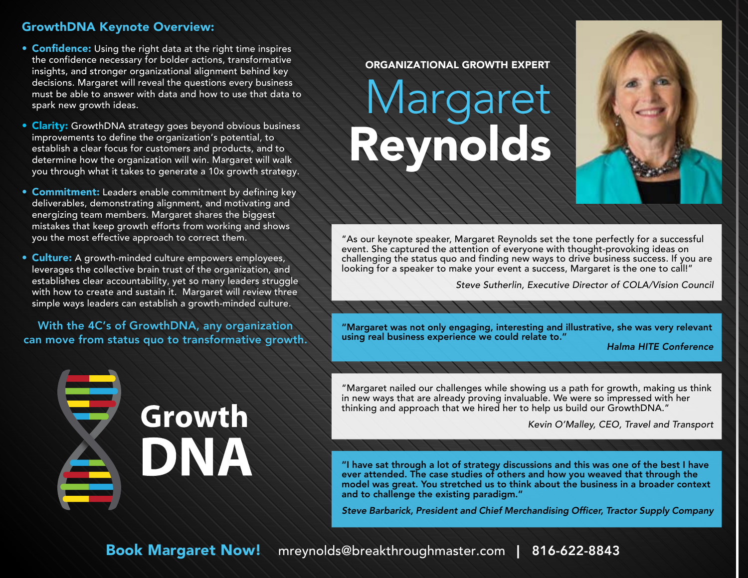## GrowthDNA Keynote Overview:

- **Confidence:** Using the right data at the right time inspires the confidence necessary for bolder actions, transformative insights, and stronger organizational alignment behind key decisions. Margaret will reveal the questions every business must be able to answer with data and how to use that data to spark new growth ideas.
- **Clarity:** GrowthDNA strategy goes beyond obvious business improvements to define the organization's potential, to establish a clear focus for customers and products, and to determine how the organization will win. Margaret will walk you through what it takes to generate a 10x growth strategy.
- **Commitment:** Leaders enable commitment by defining key deliverables, demonstrating alignment, and motivating and energizing team members. Margaret shares the biggest mistakes that keep growth efforts from working and shows you the most effective approach to correct them.
- **Culture:** A growth-minded culture empowers employees, leverages the collective brain trust of the organization, and establishes clear accountability, yet so many leaders struggle with how to create and sustain it. Margaret will review three simple ways leaders can establish a growth-minded culture.

With the 4C's of GrowthDNA, any organization can move from status quo to transformative growth.

**Growth DNA**

ORGANIZATIONAL GROWTH EXPERT

# Margaret Reynolds

"As our keynote speaker, Margaret Reynolds set the tone perfectly for a successful event. She captured the attention of everyone with thought-provoking ideas on challenging the status quo and finding new ways to drive business success. If you are looking for a speaker to make your event a success, Margaret is the one to call!"

*Steve Sutherlin, Executive Director of COLA/Vision Council*

**"Margaret was not only engaging, interesting and illustrative, she was very relevant using real business experience we could relate to."**

***Halma HITE Conference***

"Margaret nailed our challenges while showing us a path for growth, making us think in new ways that are already proving invaluable. We were so impressed with her thinking and approach that we hired her to help us build our GrowthDNA."

*Kevin O'Malley, CEO, Travel and Transport*

**"I have sat through a lot of strategy discussions and this was one of the best I have ever attended. The case studies of others and how you weaved that through the model was great. You stretched us to think about the business in a broader context and to challenge the existing paradigm."**

***Steve Barbarick, President and Chief Merchandising Officer, Tractor Supply Company***

**Book Margaret Now!** mreynolds@breakthroughmaster.com | **816-622-8843**